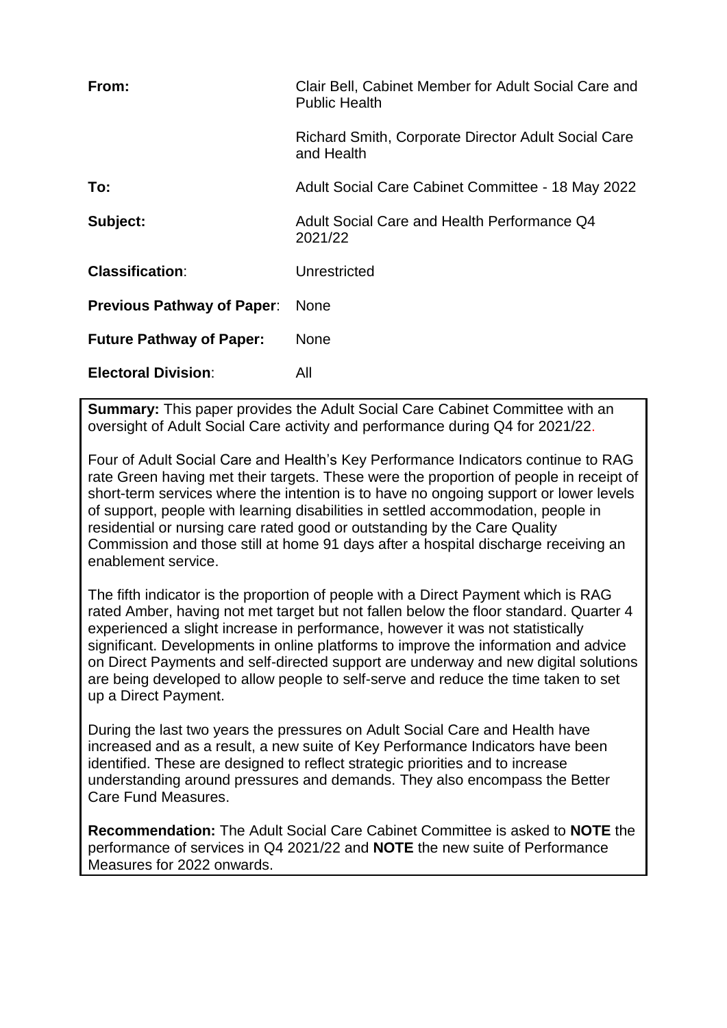| | |
|---|---|
| **From:** | Clair Bell, Cabinet Member for Adult Social Care and Public Health<br><br>Richard Smith, Corporate Director Adult Social Care and Health |
| **To:** | Adult Social Care Cabinet Committee - 18 May 2022 |
| **Subject:** | Adult Social Care and Health Performance Q4 2021/22 |
| **Classification**: | Unrestricted |
| **Previous Pathway of Paper**: | None |
| **Future Pathway of Paper:** | None |
| **Electoral Division**: | All |

**Summary:** This paper provides the Adult Social Care Cabinet Committee with an oversight of Adult Social Care activity and performance during Q4 for 2021/22.

Four of Adult Social Care and Health's Key Performance Indicators continue to RAG rate Green having met their targets. These were the proportion of people in receipt of short-term services where the intention is to have no ongoing support or lower levels of support, people with learning disabilities in settled accommodation, people in residential or nursing care rated good or outstanding by the Care Quality Commission and those still at home 91 days after a hospital discharge receiving an enablement service.

The fifth indicator is the proportion of people with a Direct Payment which is RAG rated Amber, having not met target but not fallen below the floor standard. Quarter 4 experienced a slight increase in performance, however it was not statistically significant. Developments in online platforms to improve the information and advice on Direct Payments and self-directed support are underway and new digital solutions are being developed to allow people to self-serve and reduce the time taken to set up a Direct Payment.

During the last two years the pressures on Adult Social Care and Health have increased and as a result, a new suite of Key Performance Indicators have been identified. These are designed to reflect strategic priorities and to increase understanding around pressures and demands. They also encompass the Better Care Fund Measures.

**Recommendation:** The Adult Social Care Cabinet Committee is asked to **NOTE** the performance of services in Q4 2021/22 and **NOTE** the new suite of Performance Measures for 2022 onwards.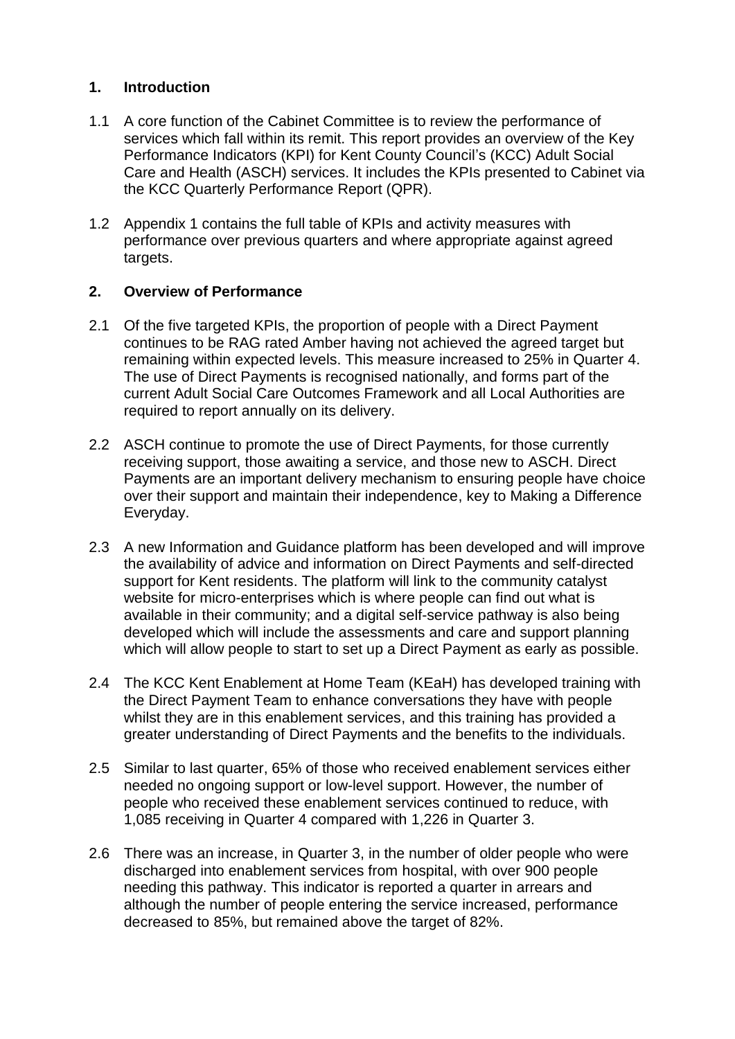## 1. Introduction

1.1 A core function of the Cabinet Committee is to review the performance of services which fall within its remit. This report provides an overview of the Key Performance Indicators (KPI) for Kent County Council's (KCC) Adult Social Care and Health (ASCH) services. It includes the KPIs presented to Cabinet via the KCC Quarterly Performance Report (QPR).

1.2 Appendix 1 contains the full table of KPIs and activity measures with performance over previous quarters and where appropriate against agreed targets.

## 2. Overview of Performance

2.1 Of the five targeted KPIs, the proportion of people with a Direct Payment continues to be RAG rated Amber having not achieved the agreed target but remaining within expected levels. This measure increased to 25% in Quarter 4. The use of Direct Payments is recognised nationally, and forms part of the current Adult Social Care Outcomes Framework and all Local Authorities are required to report annually on its delivery.

2.2 ASCH continue to promote the use of Direct Payments, for those currently receiving support, those awaiting a service, and those new to ASCH. Direct Payments are an important delivery mechanism to ensuring people have choice over their support and maintain their independence, key to Making a Difference Everyday.

2.3 A new Information and Guidance platform has been developed and will improve the availability of advice and information on Direct Payments and self-directed support for Kent residents. The platform will link to the community catalyst website for micro-enterprises which is where people can find out what is available in their community; and a digital self-service pathway is also being developed which will include the assessments and care and support planning which will allow people to start to set up a Direct Payment as early as possible.

2.4 The KCC Kent Enablement at Home Team (KEaH) has developed training with the Direct Payment Team to enhance conversations they have with people whilst they are in this enablement services, and this training has provided a greater understanding of Direct Payments and the benefits to the individuals.

2.5 Similar to last quarter, 65% of those who received enablement services either needed no ongoing support or low-level support. However, the number of people who received these enablement services continued to reduce, with 1,085 receiving in Quarter 4 compared with 1,226 in Quarter 3.

2.6 There was an increase, in Quarter 3, in the number of older people who were discharged into enablement services from hospital, with over 900 people needing this pathway. This indicator is reported a quarter in arrears and although the number of people entering the service increased, performance decreased to 85%, but remained above the target of 82%.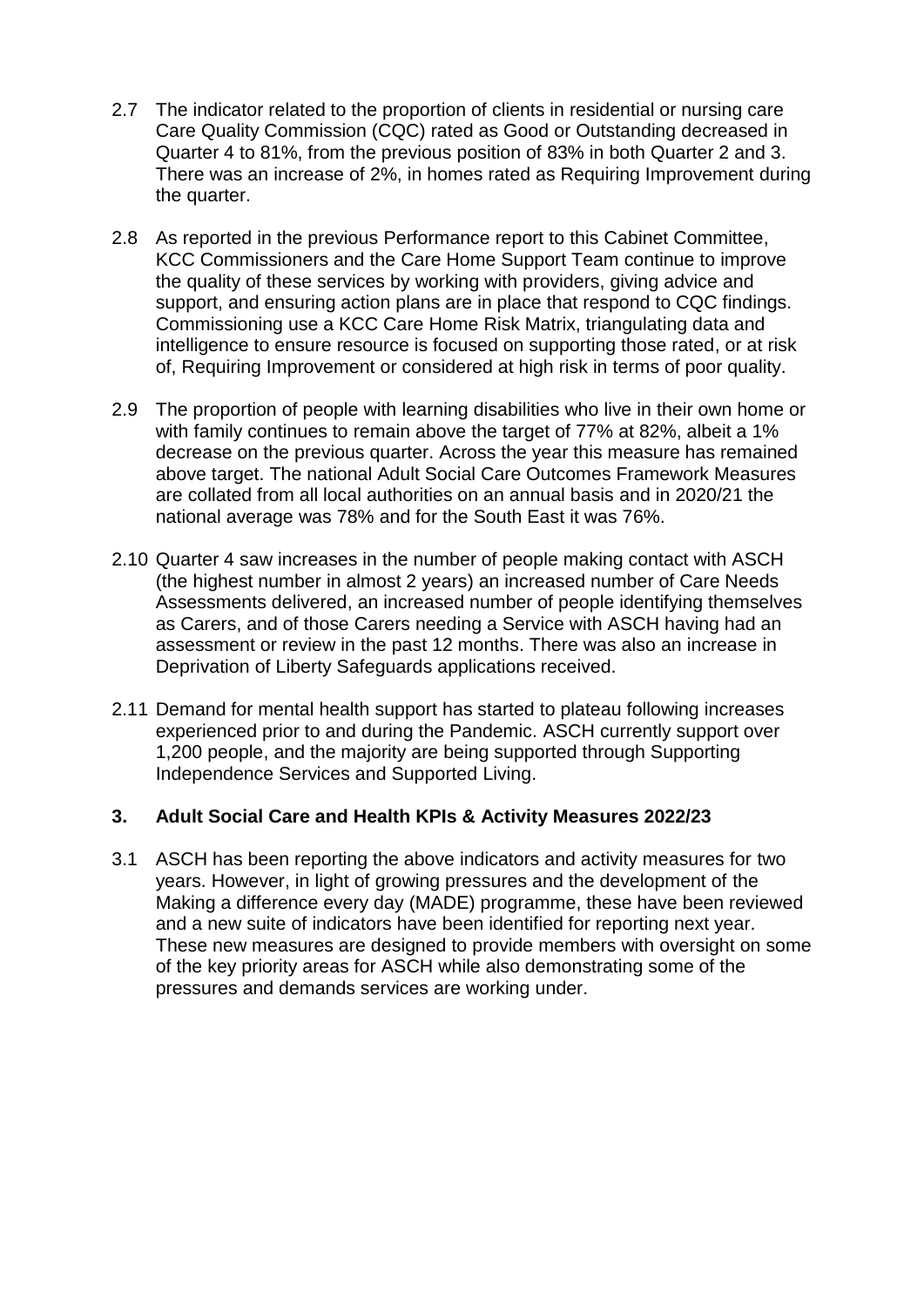2.7 The indicator related to the proportion of clients in residential or nursing care Care Quality Commission (CQC) rated as Good or Outstanding decreased in Quarter 4 to 81%, from the previous position of 83% in both Quarter 2 and 3. There was an increase of 2%, in homes rated as Requiring Improvement during the quarter.

2.8 As reported in the previous Performance report to this Cabinet Committee, KCC Commissioners and the Care Home Support Team continue to improve the quality of these services by working with providers, giving advice and support, and ensuring action plans are in place that respond to CQC findings. Commissioning use a KCC Care Home Risk Matrix, triangulating data and intelligence to ensure resource is focused on supporting those rated, or at risk of, Requiring Improvement or considered at high risk in terms of poor quality.

2.9 The proportion of people with learning disabilities who live in their own home or with family continues to remain above the target of 77% at 82%, albeit a 1% decrease on the previous quarter. Across the year this measure has remained above target. The national Adult Social Care Outcomes Framework Measures are collated from all local authorities on an annual basis and in 2020/21 the national average was 78% and for the South East it was 76%.

2.10 Quarter 4 saw increases in the number of people making contact with ASCH (the highest number in almost 2 years) an increased number of Care Needs Assessments delivered, an increased number of people identifying themselves as Carers, and of those Carers needing a Service with ASCH having had an assessment or review in the past 12 months. There was also an increase in Deprivation of Liberty Safeguards applications received.

2.11 Demand for mental health support has started to plateau following increases experienced prior to and during the Pandemic. ASCH currently support over 1,200 people, and the majority are being supported through Supporting Independence Services and Supported Living.

## 3. Adult Social Care and Health KPIs & Activity Measures 2022/23

3.1 ASCH has been reporting the above indicators and activity measures for two years. However, in light of growing pressures and the development of the Making a difference every day (MADE) programme, these have been reviewed and a new suite of indicators have been identified for reporting next year. These new measures are designed to provide members with oversight on some of the key priority areas for ASCH while also demonstrating some of the pressures and demands services are working under.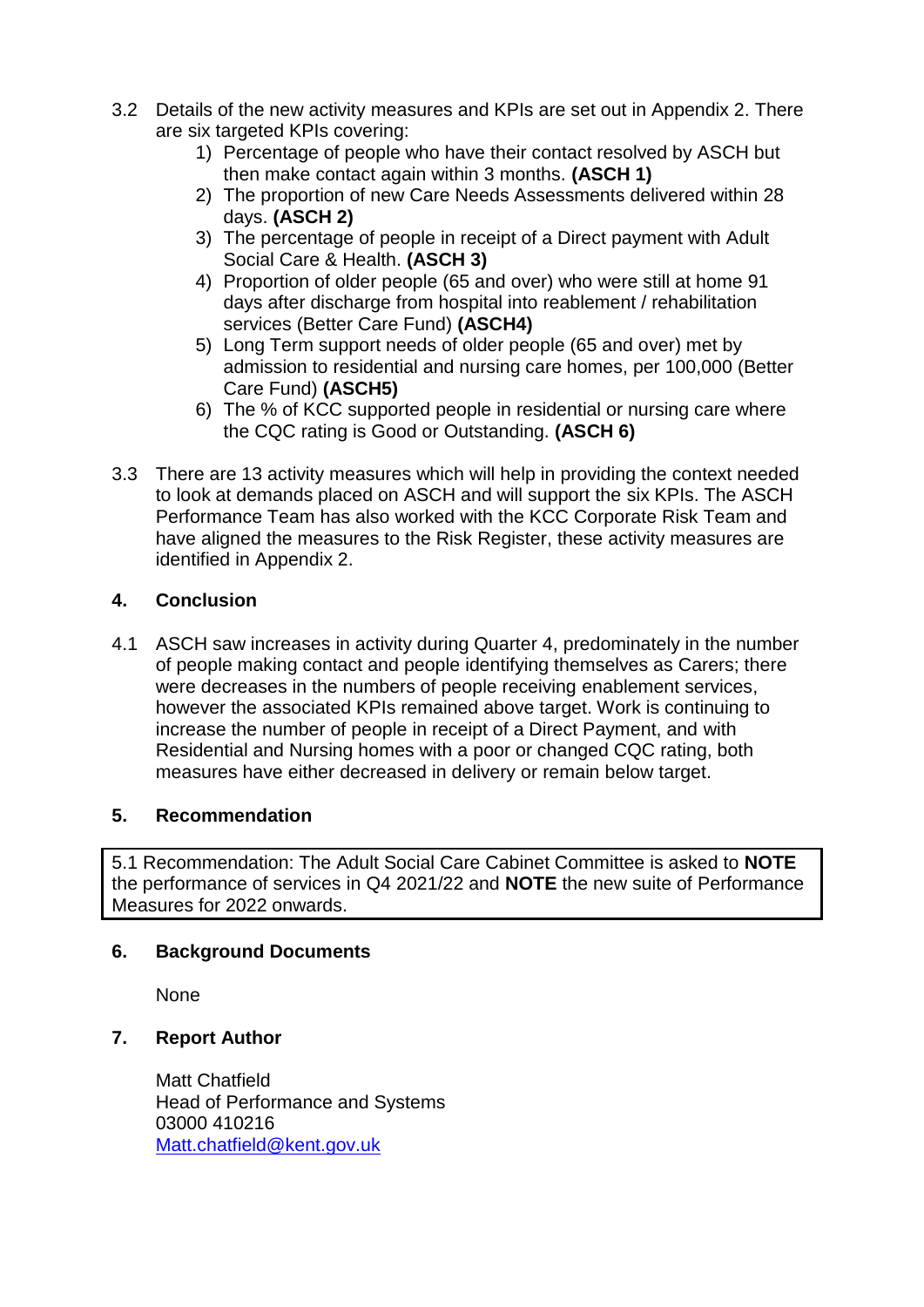3.2 Details of the new activity measures and KPIs are set out in Appendix 2. There are six targeted KPIs covering:

1) Percentage of people who have their contact resolved by ASCH but then make contact again within 3 months. **(ASCH 1)**
2) The proportion of new Care Needs Assessments delivered within 28 days. **(ASCH 2)**
3) The percentage of people in receipt of a Direct payment with Adult Social Care & Health. **(ASCH 3)**
4) Proportion of older people (65 and over) who were still at home 91 days after discharge from hospital into reablement / rehabilitation services (Better Care Fund) **(ASCH4)**
5) Long Term support needs of older people (65 and over) met by admission to residential and nursing care homes, per 100,000 (Better Care Fund) **(ASCH5)**
6) The % of KCC supported people in residential or nursing care where the CQC rating is Good or Outstanding. **(ASCH 6)**

3.3 There are 13 activity measures which will help in providing the context needed to look at demands placed on ASCH and will support the six KPIs. The ASCH Performance Team has also worked with the KCC Corporate Risk Team and have aligned the measures to the Risk Register, these activity measures are identified in Appendix 2.

## 4. Conclusion

4.1 ASCH saw increases in activity during Quarter 4, predominately in the number of people making contact and people identifying themselves as Carers; there were decreases in the numbers of people receiving enablement services, however the associated KPIs remained above target. Work is continuing to increase the number of people in receipt of a Direct Payment, and with Residential and Nursing homes with a poor or changed CQC rating, both measures have either decreased in delivery or remain below target.

## 5. Recommendation

5.1 Recommendation: The Adult Social Care Cabinet Committee is asked to **NOTE** the performance of services in Q4 2021/22 and **NOTE** the new suite of Performance Measures for 2022 onwards.

## 6. Background Documents

None

## 7. Report Author

Matt Chatfield
Head of Performance and Systems
03000 410216
Matt.chatfield@kent.gov.uk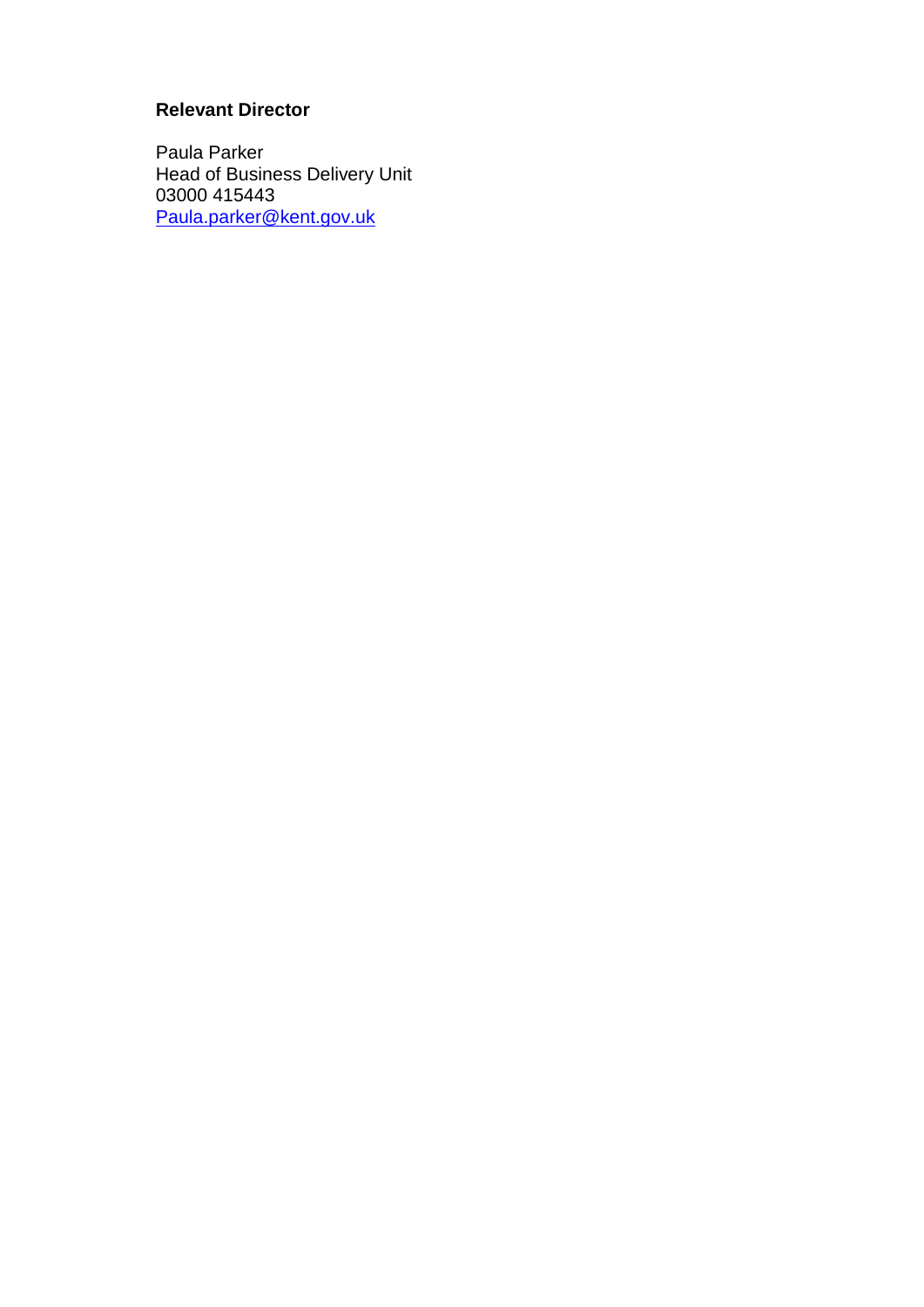**Relevant Director**

Paula Parker
Head of Business Delivery Unit
03000 415443
Paula.parker@kent.gov.uk